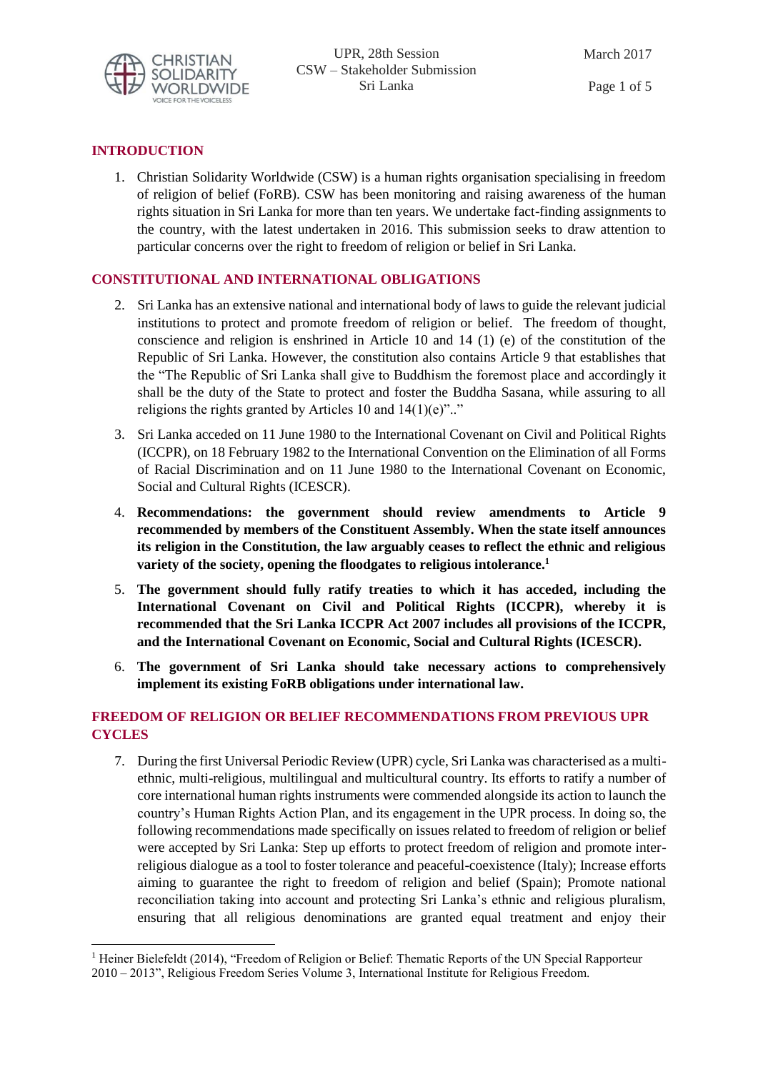## INTRODUCTION

1. Christian Solidarity Worldwide (CSW) is a human rights organisation specialising in freedom of religion of belief (FoRB). CSW has been monitoring and raising awareness of the human rights situation in Sri Lanka for more than ten years. We undertake fact-finding assignments to the country, with the latest undertaken in 2016. This submission seeks to draw attention to particular concerns over the right to freedom of religion or belief in Sri Lanka.

## CONSTITUTIONAL AND INTERNATIONAL OBLIGATIONS

2. Sri Lanka has an extensive national and international body of laws to guide the relevant judicial institutions to protect and promote freedom of religion or belief. The freedom of thought, conscience and religion is enshrined in Article 10 and 14 (1) (e) of the constitution of the Republic of Sri Lanka. However, the constitution also contains Article 9 that establishes that the "The Republic of Sri Lanka shall give to Buddhism the foremost place and accordingly it shall be the duty of the State to protect and foster the Buddha Sasana, while assuring to all religions the rights granted by Articles 10 and 14(1)(e)".."

3. Sri Lanka acceded on 11 June 1980 to the International Covenant on Civil and Political Rights (ICCPR), on 18 February 1982 to the International Convention on the Elimination of all Forms of Racial Discrimination and on 11 June 1980 to the International Covenant on Economic, Social and Cultural Rights (ICESCR).

4. **Recommendations: the government should review amendments to Article 9 recommended by members of the Constituent Assembly. When the state itself announces its religion in the Constitution, the law arguably ceases to reflect the ethnic and religious variety of the society, opening the floodgates to religious intolerance.[1]**

5. **The government should fully ratify treaties to which it has acceded, including the International Covenant on Civil and Political Rights (ICCPR), whereby it is recommended that the Sri Lanka ICCPR Act 2007 includes all provisions of the ICCPR, and the International Covenant on Economic, Social and Cultural Rights (ICESCR).**

6. **The government of Sri Lanka should take necessary actions to comprehensively implement its existing FoRB obligations under international law.**

## FREEDOM OF RELIGION OR BELIEF RECOMMENDATIONS FROM PREVIOUS UPR CYCLES

7. During the first Universal Periodic Review (UPR) cycle, Sri Lanka was characterised as a multi-ethnic, multi-religious, multilingual and multicultural country. Its efforts to ratify a number of core international human rights instruments were commended alongside its action to launch the country's Human Rights Action Plan, and its engagement in the UPR process. In doing so, the following recommendations made specifically on issues related to freedom of religion or belief were accepted by Sri Lanka: Step up efforts to protect freedom of religion and promote inter-religious dialogue as a tool to foster tolerance and peaceful-coexistence (Italy); Increase efforts aiming to guarantee the right to freedom of religion and belief (Spain); Promote national reconciliation taking into account and protecting Sri Lanka's ethnic and religious pluralism, ensuring that all religious denominations are granted equal treatment and enjoy their

---

[1] Heiner Bielefeldt (2014), "Freedom of Religion or Belief: Thematic Reports of the UN Special Rapporteur 2010 – 2013", Religious Freedom Series Volume 3, International Institute for Religious Freedom.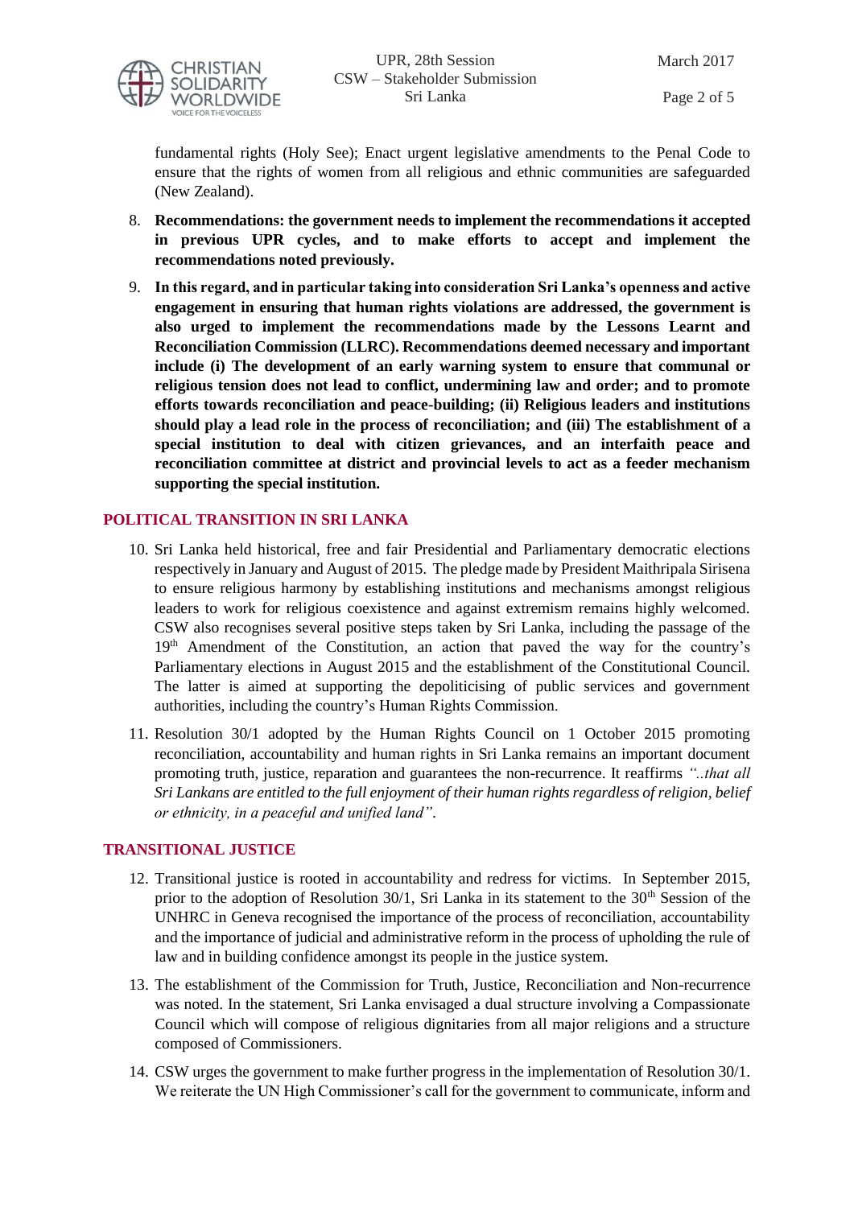fundamental rights (Holy See); Enact urgent legislative amendments to the Penal Code to ensure that the rights of women from all religious and ethnic communities are safeguarded (New Zealand).

8. **Recommendations: the government needs to implement the recommendations it accepted in previous UPR cycles, and to make efforts to accept and implement the recommendations noted previously.**

9. **In this regard, and in particular taking into consideration Sri Lanka's openness and active engagement in ensuring that human rights violations are addressed, the government is also urged to implement the recommendations made by the Lessons Learnt and Reconciliation Commission (LLRC). Recommendations deemed necessary and important include (i) The development of an early warning system to ensure that communal or religious tension does not lead to conflict, undermining law and order; and to promote efforts towards reconciliation and peace-building; (ii) Religious leaders and institutions should play a lead role in the process of reconciliation; and (iii) The establishment of a special institution to deal with citizen grievances, and an interfaith peace and reconciliation committee at district and provincial levels to act as a feeder mechanism supporting the special institution.**

## POLITICAL TRANSITION IN SRI LANKA

10. Sri Lanka held historical, free and fair Presidential and Parliamentary democratic elections respectively in January and August of 2015. The pledge made by President Maithripala Sirisena to ensure religious harmony by establishing institutions and mechanisms amongst religious leaders to work for religious coexistence and against extremism remains highly welcomed. CSW also recognises several positive steps taken by Sri Lanka, including the passage of the 19th Amendment of the Constitution, an action that paved the way for the country's Parliamentary elections in August 2015 and the establishment of the Constitutional Council. The latter is aimed at supporting the depoliticising of public services and government authorities, including the country's Human Rights Commission.

11. Resolution 30/1 adopted by the Human Rights Council on 1 October 2015 promoting reconciliation, accountability and human rights in Sri Lanka remains an important document promoting truth, justice, reparation and guarantees the non-recurrence. It reaffirms *"..that all Sri Lankans are entitled to the full enjoyment of their human rights regardless of religion, belief or ethnicity, in a peaceful and unified land"*.

## TRANSITIONAL JUSTICE

12. Transitional justice is rooted in accountability and redress for victims. In September 2015, prior to the adoption of Resolution 30/1, Sri Lanka in its statement to the 30th Session of the UNHRC in Geneva recognised the importance of the process of reconciliation, accountability and the importance of judicial and administrative reform in the process of upholding the rule of law and in building confidence amongst its people in the justice system.

13. The establishment of the Commission for Truth, Justice, Reconciliation and Non-recurrence was noted. In the statement, Sri Lanka envisaged a dual structure involving a Compassionate Council which will compose of religious dignitaries from all major religions and a structure composed of Commissioners.

14. CSW urges the government to make further progress in the implementation of Resolution 30/1. We reiterate the UN High Commissioner's call for the government to communicate, inform and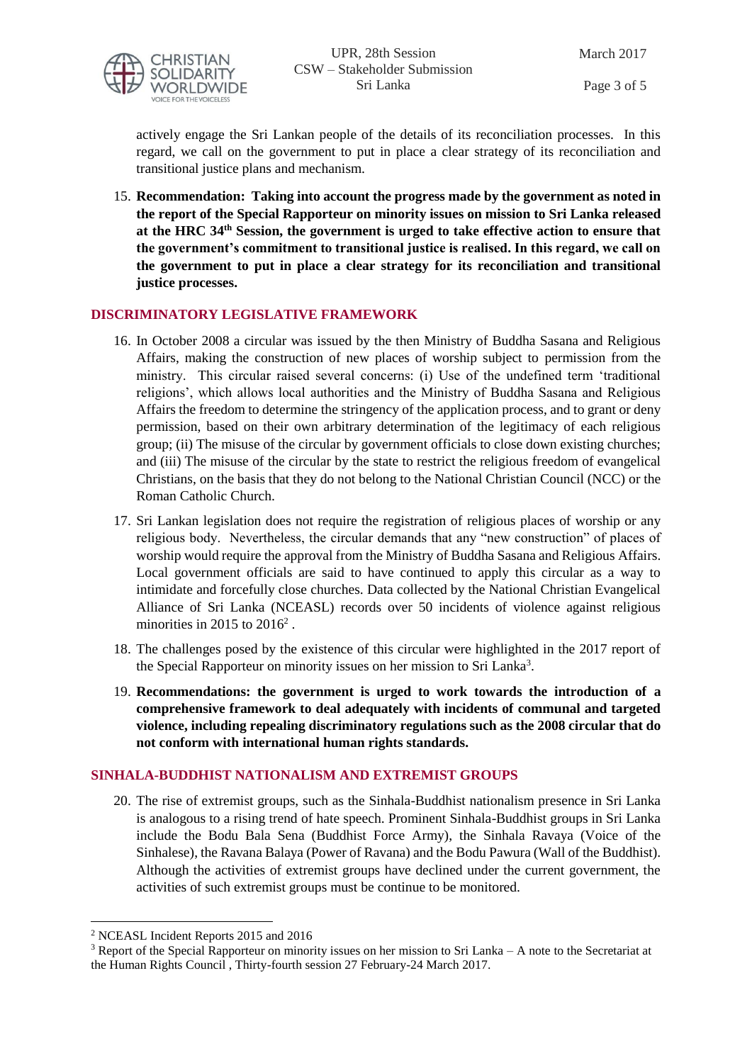actively engage the Sri Lankan people of the details of its reconciliation processes. In this regard, we call on the government to put in place a clear strategy of its reconciliation and transitional justice plans and mechanism.

15. **Recommendation: Taking into account the progress made by the government as noted in the report of the Special Rapporteur on minority issues on mission to Sri Lanka released at the HRC 34th Session, the government is urged to take effective action to ensure that the government's commitment to transitional justice is realised. In this regard, we call on the government to put in place a clear strategy for its reconciliation and transitional justice processes.**

## DISCRIMINATORY LEGISLATIVE FRAMEWORK

16. In October 2008 a circular was issued by the then Ministry of Buddha Sasana and Religious Affairs, making the construction of new places of worship subject to permission from the ministry. This circular raised several concerns: (i) Use of the undefined term 'traditional religions', which allows local authorities and the Ministry of Buddha Sasana and Religious Affairs the freedom to determine the stringency of the application process, and to grant or deny permission, based on their own arbitrary determination of the legitimacy of each religious group; (ii) The misuse of the circular by government officials to close down existing churches; and (iii) The misuse of the circular by the state to restrict the religious freedom of evangelical Christians, on the basis that they do not belong to the National Christian Council (NCC) or the Roman Catholic Church.

17. Sri Lankan legislation does not require the registration of religious places of worship or any religious body. Nevertheless, the circular demands that any "new construction" of places of worship would require the approval from the Ministry of Buddha Sasana and Religious Affairs. Local government officials are said to have continued to apply this circular as a way to intimidate and forcefully close churches. Data collected by the National Christian Evangelical Alliance of Sri Lanka (NCEASL) records over 50 incidents of violence against religious minorities in 2015 to 2016[2] .

18. The challenges posed by the existence of this circular were highlighted in the 2017 report of the Special Rapporteur on minority issues on her mission to Sri Lanka[3].

19. **Recommendations: the government is urged to work towards the introduction of a comprehensive framework to deal adequately with incidents of communal and targeted violence, including repealing discriminatory regulations such as the 2008 circular that do not conform with international human rights standards.**

## SINHALA-BUDDHIST NATIONALISM AND EXTREMIST GROUPS

20. The rise of extremist groups, such as the Sinhala-Buddhist nationalism presence in Sri Lanka is analogous to a rising trend of hate speech. Prominent Sinhala-Buddhist groups in Sri Lanka include the Bodu Bala Sena (Buddhist Force Army), the Sinhala Ravaya (Voice of the Sinhalese), the Ravana Balaya (Power of Ravana) and the Bodu Pawura (Wall of the Buddhist). Although the activities of extremist groups have declined under the current government, the activities of such extremist groups must be continue to be monitored.

---

[2] NCEASL Incident Reports 2015 and 2016

[3] Report of the Special Rapporteur on minority issues on her mission to Sri Lanka – A note to the Secretariat at the Human Rights Council , Thirty-fourth session 27 February-24 March 2017.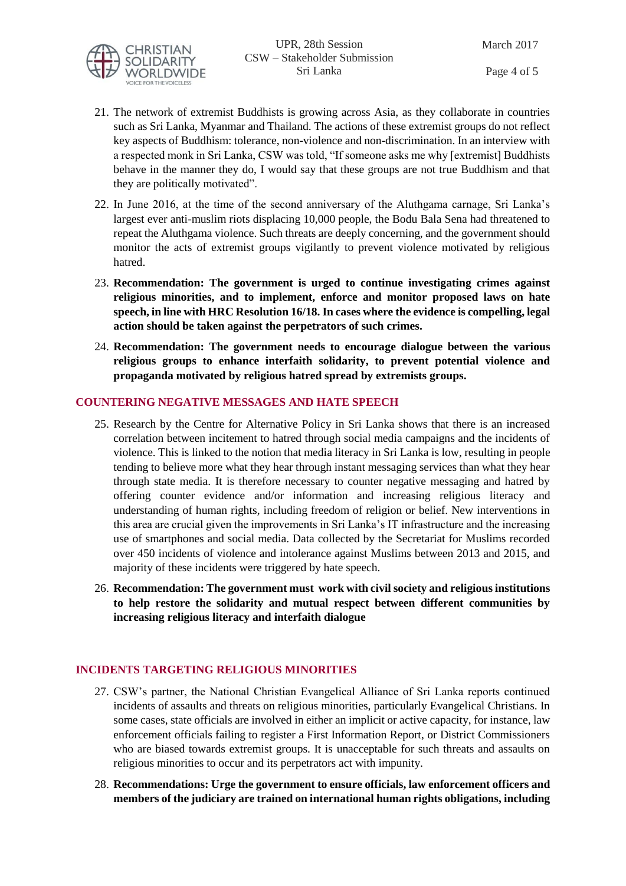21. The network of extremist Buddhists is growing across Asia, as they collaborate in countries such as Sri Lanka, Myanmar and Thailand. The actions of these extremist groups do not reflect key aspects of Buddhism: tolerance, non-violence and non-discrimination. In an interview with a respected monk in Sri Lanka, CSW was told, "If someone asks me why [extremist] Buddhists behave in the manner they do, I would say that these groups are not true Buddhism and that they are politically motivated".

22. In June 2016, at the time of the second anniversary of the Aluthgama carnage, Sri Lanka's largest ever anti-muslim riots displacing 10,000 people, the Bodu Bala Sena had threatened to repeat the Aluthgama violence. Such threats are deeply concerning, and the government should monitor the acts of extremist groups vigilantly to prevent violence motivated by religious hatred.

23. **Recommendation: The government is urged to continue investigating crimes against religious minorities, and to implement, enforce and monitor proposed laws on hate speech, in line with HRC Resolution 16/18. In cases where the evidence is compelling, legal action should be taken against the perpetrators of such crimes.**

24. **Recommendation: The government needs to encourage dialogue between the various religious groups to enhance interfaith solidarity, to prevent potential violence and propaganda motivated by religious hatred spread by extremists groups.**

## COUNTERING NEGATIVE MESSAGES AND HATE SPEECH

25. Research by the Centre for Alternative Policy in Sri Lanka shows that there is an increased correlation between incitement to hatred through social media campaigns and the incidents of violence. This is linked to the notion that media literacy in Sri Lanka is low, resulting in people tending to believe more what they hear through instant messaging services than what they hear through state media. It is therefore necessary to counter negative messaging and hatred by offering counter evidence and/or information and increasing religious literacy and understanding of human rights, including freedom of religion or belief. New interventions in this area are crucial given the improvements in Sri Lanka's IT infrastructure and the increasing use of smartphones and social media. Data collected by the Secretariat for Muslims recorded over 450 incidents of violence and intolerance against Muslims between 2013 and 2015, and majority of these incidents were triggered by hate speech.

26. **Recommendation: The government must work with civil society and religious institutions to help restore the solidarity and mutual respect between different communities by increasing religious literacy and interfaith dialogue**

## INCIDENTS TARGETING RELIGIOUS MINORITIES

27. CSW's partner, the National Christian Evangelical Alliance of Sri Lanka reports continued incidents of assaults and threats on religious minorities, particularly Evangelical Christians. In some cases, state officials are involved in either an implicit or active capacity, for instance, law enforcement officials failing to register a First Information Report, or District Commissioners who are biased towards extremist groups. It is unacceptable for such threats and assaults on religious minorities to occur and its perpetrators act with impunity.

28. **Recommendations: Urge the government to ensure officials, law enforcement officers and members of the judiciary are trained on international human rights obligations, including**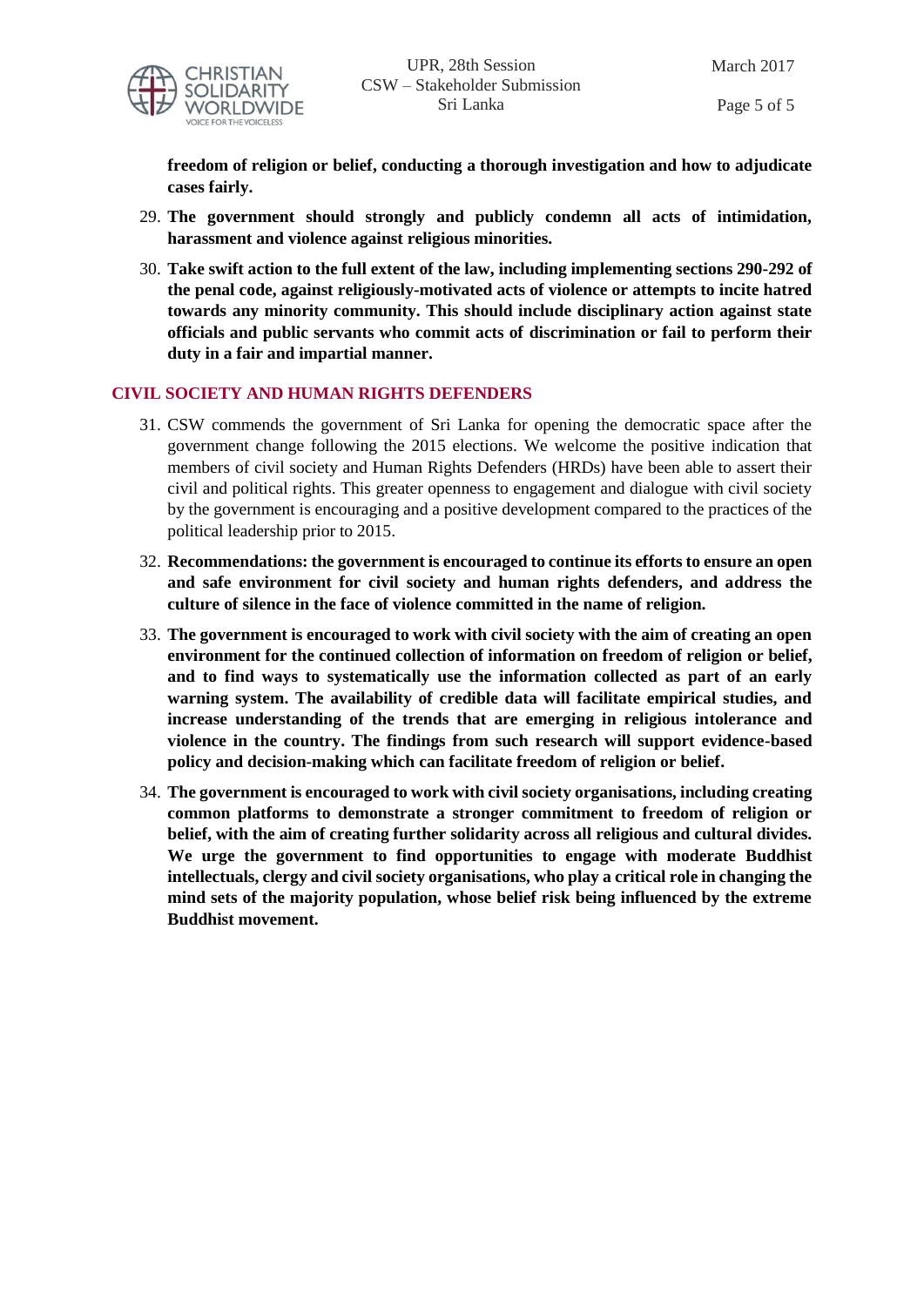**freedom of religion or belief, conducting a thorough investigation and how to adjudicate cases fairly.**

29. **The government should strongly and publicly condemn all acts of intimidation, harassment and violence against religious minorities.**

30. **Take swift action to the full extent of the law, including implementing sections 290-292 of the penal code, against religiously-motivated acts of violence or attempts to incite hatred towards any minority community. This should include disciplinary action against state officials and public servants who commit acts of discrimination or fail to perform their duty in a fair and impartial manner.**

## CIVIL SOCIETY AND HUMAN RIGHTS DEFENDERS

31. CSW commends the government of Sri Lanka for opening the democratic space after the government change following the 2015 elections. We welcome the positive indication that members of civil society and Human Rights Defenders (HRDs) have been able to assert their civil and political rights. This greater openness to engagement and dialogue with civil society by the government is encouraging and a positive development compared to the practices of the political leadership prior to 2015.

32. **Recommendations: the government is encouraged to continue its efforts to ensure an open and safe environment for civil society and human rights defenders, and address the culture of silence in the face of violence committed in the name of religion.**

33. **The government is encouraged to work with civil society with the aim of creating an open environment for the continued collection of information on freedom of religion or belief, and to find ways to systematically use the information collected as part of an early warning system. The availability of credible data will facilitate empirical studies, and increase understanding of the trends that are emerging in religious intolerance and violence in the country. The findings from such research will support evidence-based policy and decision-making which can facilitate freedom of religion or belief.**

34. **The government is encouraged to work with civil society organisations, including creating common platforms to demonstrate a stronger commitment to freedom of religion or belief, with the aim of creating further solidarity across all religious and cultural divides. We urge the government to find opportunities to engage with moderate Buddhist intellectuals, clergy and civil society organisations, who play a critical role in changing the mind sets of the majority population, whose belief risk being influenced by the extreme Buddhist movement.**